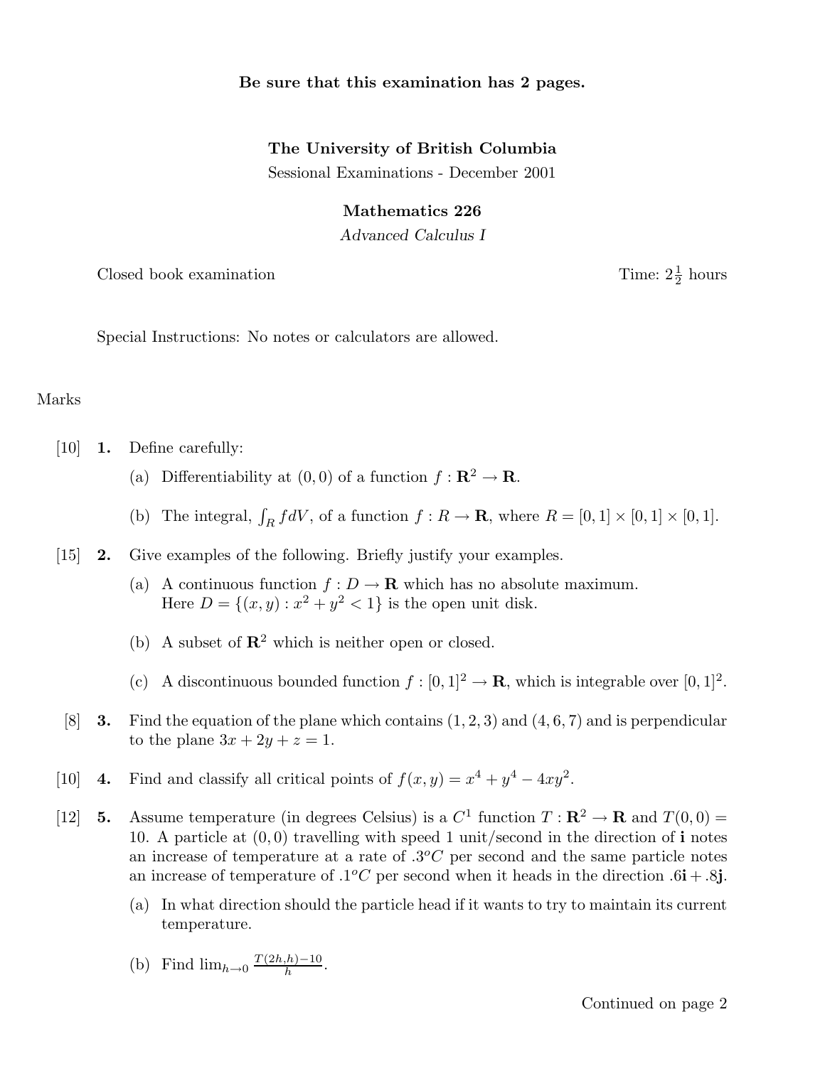**Be sure that this examination has 2 pages.**

**The University of British Columbia**

Sessional Examinations - December 2001

**Mathematics 226**

*Advanced Calculus I*

Closed book examination                                                                 Time: $2\frac{1}{2}$ hours

Special Instructions: No notes or calculators are allowed.

Marks

[10] **1.** Define carefully:

(a) Differentiability at $(0,0)$ of a function $f : \mathbf{R}^2 \to \mathbf{R}$.

(b) The integral, $\int_R f dV$, of a function $f : R \to \mathbf{R}$, where $R = [0,1] \times [0,1] \times [0,1]$.

[15] **2.** Give examples of the following. Briefly justify your examples.

(a) A continuous function $f : D \to \mathbf{R}$ which has no absolute maximum. Here $D = \{(x,y) : x^2 + y^2 < 1\}$ is the open unit disk.

(b) A subset of $\mathbf{R}^2$ which is neither open or closed.

(c) A discontinuous bounded function $f : [0,1]^2 \to \mathbf{R}$, which is integrable over $[0,1]^2$.

[8] **3.** Find the equation of the plane which contains $(1,2,3)$ and $(4,6,7)$ and is perpendicular to the plane $3x + 2y + z = 1$.

[10] **4.** Find and classify all critical points of $f(x,y) = x^4 + y^4 - 4xy^2$.

[12] **5.** Assume temperature (in degrees Celsius) is a $C^1$ function $T : \mathbf{R}^2 \to \mathbf{R}$ and $T(0,0) = 10$. A particle at $(0,0)$ travelling with speed 1 unit/second in the direction of $\mathbf{i}$ notes an increase of temperature at a rate of $.3^o C$ per second and the same particle notes an increase of temperature of $.1^o C$ per second when it heads in the direction $.6\mathbf{i} + .8\mathbf{j}$.

(a) In what direction should the particle head if it wants to try to maintain its current temperature.

(b) Find $\lim_{h \to 0} \frac{T(2h,h) - 10}{h}$.

Continued on page 2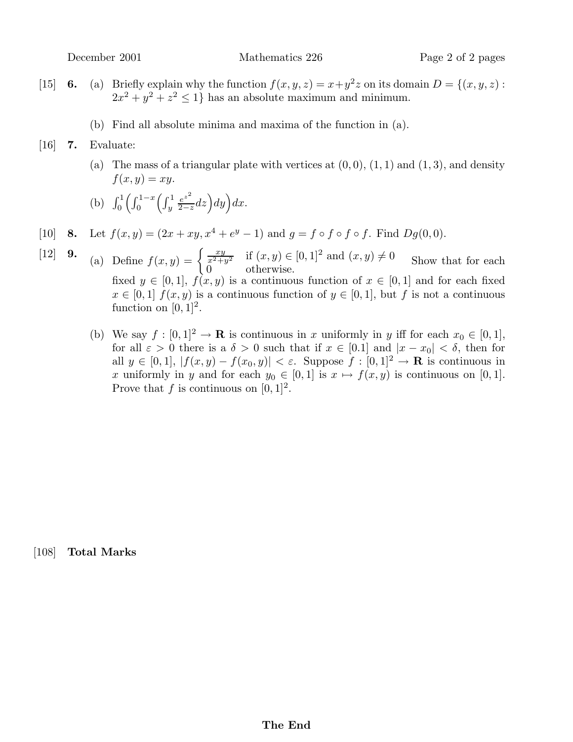[15] **6.** (a) Briefly explain why the function $f(x, y, z) = x + y^2 z$ on its domain $D = \{(x, y, z) : 2x^2 + y^2 + z^2 \leq 1\}$ has an absolute maximum and minimum.

(b) Find all absolute minima and maxima of the function in (a).

[16] **7.** Evaluate:

(a) The mass of a triangular plate with vertices at $(0, 0)$, $(1, 1)$ and $(1, 3)$, and density $f(x, y) = xy$.

(b) $\int_0^1 \left( \int_0^{1-x} \left( \int_y^1 \frac{e^{z^2}}{2-z} dz \right) dy \right) dx$.

[10] **8.** Let $f(x, y) = (2x + xy, x^4 + e^y - 1)$ and $g = f \circ f \circ f \circ f$. Find $Dg(0, 0)$.

[12] **9.** (a) Define $f(x,y) = \begin{cases} \frac{xy}{x^2+y^2} & \text{if } (x,y) \in [0,1]^2 \text{ and } (x,y) \neq 0 \\ 0 & \text{otherwise.} \end{cases}$ Show that for each fixed $y \in [0, 1]$, $f(x, y)$ is a continuous function of $x \in [0, 1]$ and for each fixed $x \in [0, 1]$ $f(x, y)$ is a continuous function of $y \in [0, 1]$, but $f$ is not a continuous function on $[0, 1]^2$.

(b) We say $f : [0, 1]^2 \to \mathbf{R}$ is continuous in $x$ uniformly in $y$ iff for each $x_0 \in [0, 1]$, for all $\varepsilon > 0$ there is a $\delta > 0$ such that if $x \in [0.1]$ and $|x - x_0| < \delta$, then for all $y \in [0, 1]$, $|f(x, y) - f(x_0, y)| < \varepsilon$. Suppose $f : [0, 1]^2 \to \mathbf{R}$ is continuous in $x$ uniformly in $y$ and for each $y_0 \in [0, 1]$ is $x \mapsto f(x, y)$ is continuous on $[0, 1]$. Prove that $f$ is continuous on $[0, 1]^2$.

[108] **Total Marks**

**The End**